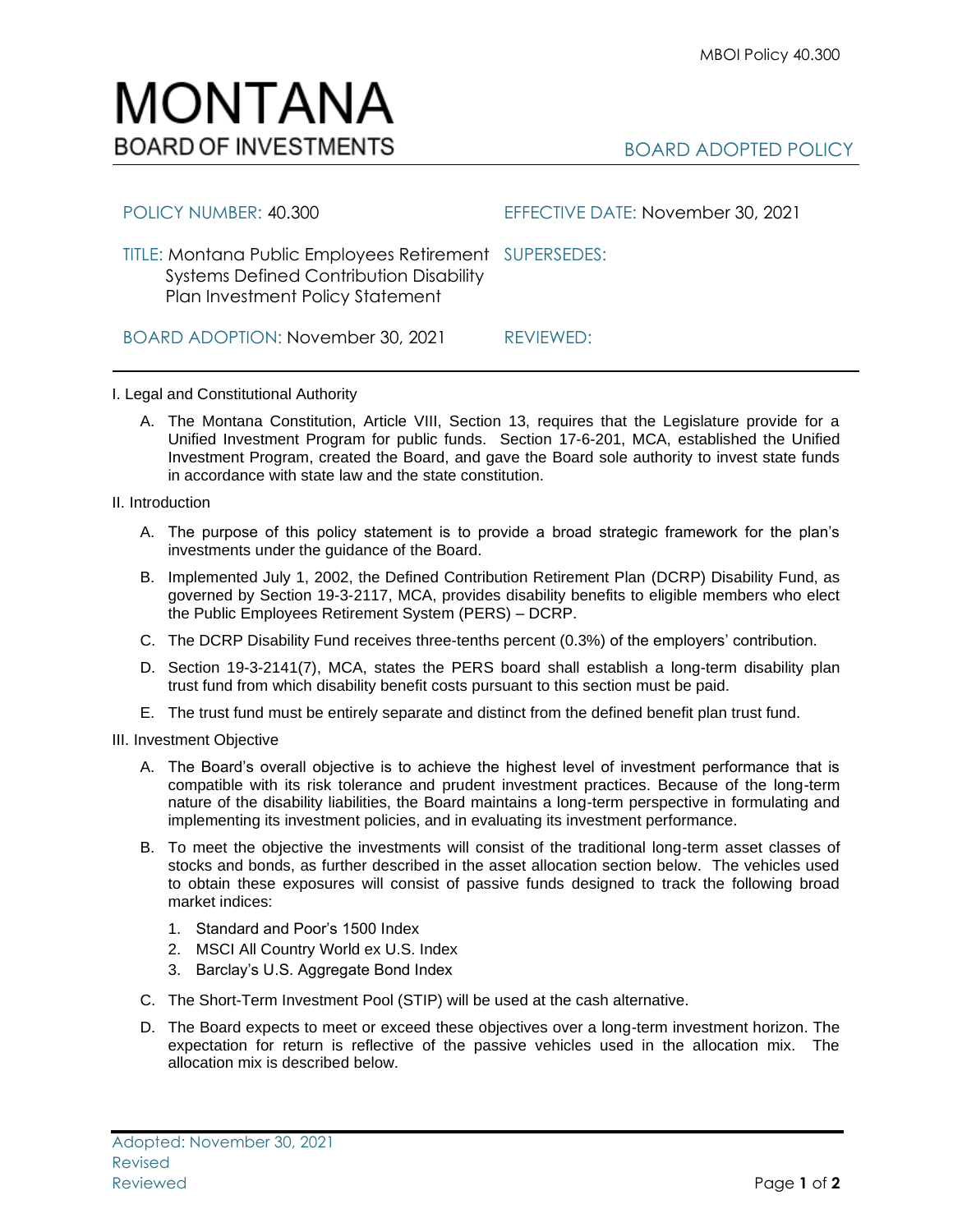MBOI Policy 40.300

# MONTANA
## BOARD OF INVESTMENTS

BOARD ADOPTED POLICY

| | |
|---|---|
| POLICY NUMBER: 40.300 | EFFECTIVE DATE: November 30, 2021 |
| TITLE: Montana Public Employees Retirement Systems Defined Contribution Disability Plan Investment Policy Statement | SUPERSEDES: |
| BOARD ADOPTION: November 30, 2021 | REVIEWED: |

I. Legal and Constitutional Authority

A. The Montana Constitution, Article VIII, Section 13, requires that the Legislature provide for a Unified Investment Program for public funds. Section 17-6-201, MCA, established the Unified Investment Program, created the Board, and gave the Board sole authority to invest state funds in accordance with state law and the state constitution.

II. Introduction

A. The purpose of this policy statement is to provide a broad strategic framework for the plan's investments under the guidance of the Board.

B. Implemented July 1, 2002, the Defined Contribution Retirement Plan (DCRP) Disability Fund, as governed by Section 19-3-2117, MCA, provides disability benefits to eligible members who elect the Public Employees Retirement System (PERS) – DCRP.

C. The DCRP Disability Fund receives three-tenths percent (0.3%) of the employers' contribution.

D. Section 19-3-2141(7), MCA, states the PERS board shall establish a long-term disability plan trust fund from which disability benefit costs pursuant to this section must be paid.

E. The trust fund must be entirely separate and distinct from the defined benefit plan trust fund.

III. Investment Objective

A. The Board's overall objective is to achieve the highest level of investment performance that is compatible with its risk tolerance and prudent investment practices. Because of the long-term nature of the disability liabilities, the Board maintains a long-term perspective in formulating and implementing its investment policies, and in evaluating its investment performance.

B. To meet the objective the investments will consist of the traditional long-term asset classes of stocks and bonds, as further described in the asset allocation section below. The vehicles used to obtain these exposures will consist of passive funds designed to track the following broad market indices:

1. Standard and Poor's 1500 Index
2. MSCI All Country World ex U.S. Index
3. Barclay's U.S. Aggregate Bond Index

C. The Short-Term Investment Pool (STIP) will be used at the cash alternative.

D. The Board expects to meet or exceed these objectives over a long-term investment horizon. The expectation for return is reflective of the passive vehicles used in the allocation mix. The allocation mix is described below.

Adopted: November 30, 2021
Revised
Reviewed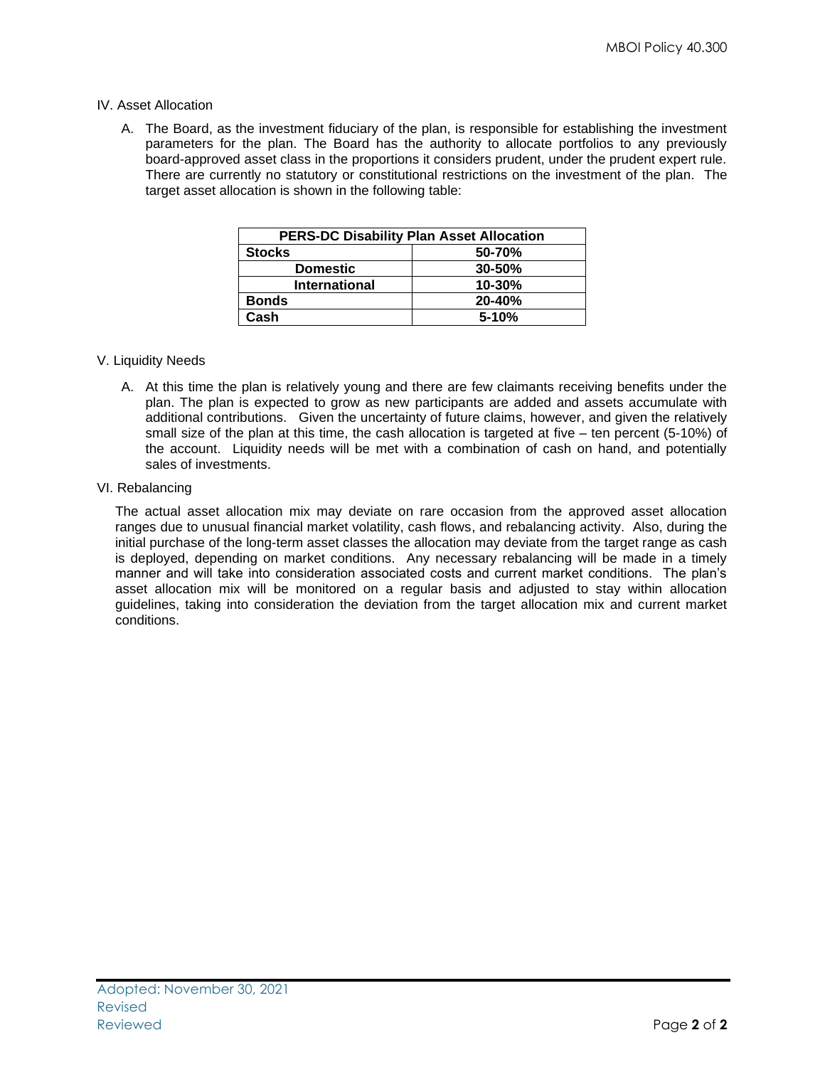## IV. Asset Allocation

A. The Board, as the investment fiduciary of the plan, is responsible for establishing the investment parameters for the plan. The Board has the authority to allocate portfolios to any previously board-approved asset class in the proportions it considers prudent, under the prudent expert rule. There are currently no statutory or constitutional restrictions on the investment of the plan. The target asset allocation is shown in the following table:

| PERS-DC Disability Plan Asset Allocation | |
|---|---|
| **Stocks** | **50-70%** |
| **Domestic** | **30-50%** |
| **International** | **10-30%** |
| **Bonds** | **20-40%** |
| **Cash** | **5-10%** |

## V. Liquidity Needs

A. At this time the plan is relatively young and there are few claimants receiving benefits under the plan. The plan is expected to grow as new participants are added and assets accumulate with additional contributions. Given the uncertainty of future claims, however, and given the relatively small size of the plan at this time, the cash allocation is targeted at five – ten percent (5-10%) of the account. Liquidity needs will be met with a combination of cash on hand, and potentially sales of investments.

## VI. Rebalancing

The actual asset allocation mix may deviate on rare occasion from the approved asset allocation ranges due to unusual financial market volatility, cash flows, and rebalancing activity. Also, during the initial purchase of the long-term asset classes the allocation may deviate from the target range as cash is deployed, depending on market conditions. Any necessary rebalancing will be made in a timely manner and will take into consideration associated costs and current market conditions. The plan's asset allocation mix will be monitored on a regular basis and adjusted to stay within allocation guidelines, taking into consideration the deviation from the target allocation mix and current market conditions.

Adopted: November 30, 2021
Revised
Reviewed